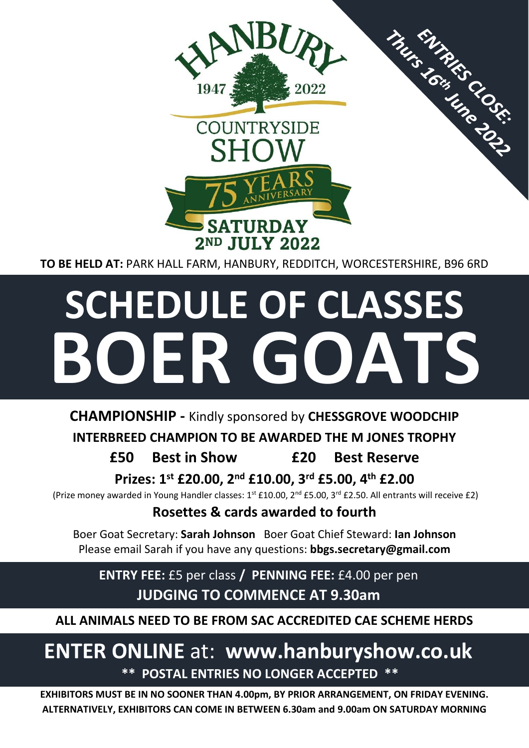# HANBURY COUNTRYSIDE SHOW

1947 2022

75 YEARS ANNIVERSARY

**SATURDAY 2ND JULY 2022**

**ENTRIES CLOSE: Thurs 16th June 2022**

**TO BE HELD AT:** PARK HALL FARM, HANBURY, REDDITCH, WORCESTERSHIRE, B96 6RD

# SCHEDULE OF CLASSES

# BOER GOATS

**CHAMPIONSHIP -** Kindly sponsored by **CHESSGROVE WOODCHIP**

**INTERBREED CHAMPION TO BE AWARDED THE M JONES TROPHY**

**£50 Best in Show** **£20 Best Reserve**

**Prizes: 1st £20.00, 2nd £10.00, 3rd £5.00, 4th £2.00**

(Prize money awarded in Young Handler classes: 1st £10.00, 2nd £5.00, 3rd £2.50. All entrants will receive £2)

**Rosettes & cards awarded to fourth**

Boer Goat Secretary: **Sarah Johnson** Boer Goat Chief Steward: **Ian Johnson**
Please email Sarah if you have any questions: **bbgs.secretary@gmail.com**

**ENTRY FEE:** £5 per class **/ PENNING FEE:** £4.00 per pen

**JUDGING TO COMMENCE AT 9.30am**

**ALL ANIMALS NEED TO BE FROM SAC ACCREDITED CAE SCHEME HERDS**

## ENTER ONLINE at: www.hanburyshow.co.uk

**\*\* POSTAL ENTRIES NO LONGER ACCEPTED \*\***

**EXHIBITORS MUST BE IN NO SOONER THAN 4.00pm, BY PRIOR ARRANGEMENT, ON FRIDAY EVENING. ALTERNATIVELY, EXHIBITORS CAN COME IN BETWEEN 6.30am and 9.00am ON SATURDAY MORNING**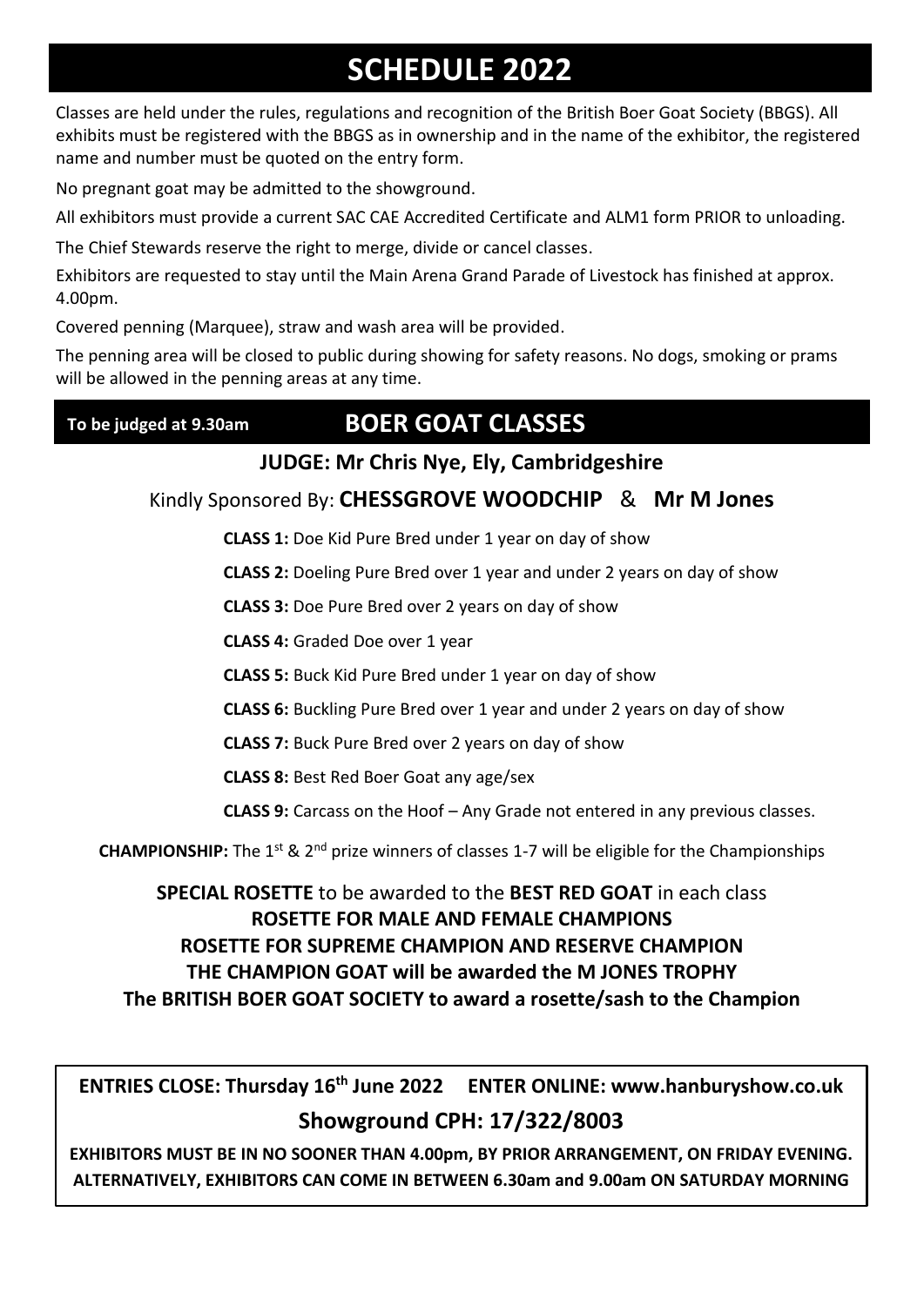# SCHEDULE 2022

Classes are held under the rules, regulations and recognition of the British Boer Goat Society (BBGS). All exhibits must be registered with the BBGS as in ownership and in the name of the exhibitor, the registered name and number must be quoted on the entry form.

No pregnant goat may be admitted to the showground.

All exhibitors must provide a current SAC CAE Accredited Certificate and ALM1 form PRIOR to unloading.

The Chief Stewards reserve the right to merge, divide or cancel classes.

Exhibitors are requested to stay until the Main Arena Grand Parade of Livestock has finished at approx. 4.00pm.

Covered penning (Marquee), straw and wash area will be provided.

The penning area will be closed to public during showing for safety reasons. No dogs, smoking or prams will be allowed in the penning areas at any time.

## BOER GOAT CLASSES

**To be judged at 9.30am**

**JUDGE: Mr Chris Nye, Ely, Cambridgeshire**

Kindly Sponsored By: **CHESSGROVE WOODCHIP** & **Mr M Jones**

**CLASS 1:** Doe Kid Pure Bred under 1 year on day of show

**CLASS 2:** Doeling Pure Bred over 1 year and under 2 years on day of show

**CLASS 3:** Doe Pure Bred over 2 years on day of show

**CLASS 4:** Graded Doe over 1 year

**CLASS 5:** Buck Kid Pure Bred under 1 year on day of show

**CLASS 6:** Buckling Pure Bred over 1 year and under 2 years on day of show

**CLASS 7:** Buck Pure Bred over 2 years on day of show

**CLASS 8:** Best Red Boer Goat any age/sex

**CLASS 9:** Carcass on the Hoof – Any Grade not entered in any previous classes.

**CHAMPIONSHIP:** The 1st & 2nd prize winners of classes 1-7 will be eligible for the Championships

**SPECIAL ROSETTE** to be awarded to the **BEST RED GOAT** in each class
**ROSETTE FOR MALE AND FEMALE CHAMPIONS**
**ROSETTE FOR SUPREME CHAMPION AND RESERVE CHAMPION**
**THE CHAMPION GOAT will be awarded the M JONES TROPHY**
**The BRITISH BOER GOAT SOCIETY to award a rosette/sash to the Champion**

**ENTRIES CLOSE: Thursday 16th June 2022 ENTER ONLINE: www.hanburyshow.co.uk**

**Showground CPH: 17/322/8003**

**EXHIBITORS MUST BE IN NO SOONER THAN 4.00pm, BY PRIOR ARRANGEMENT, ON FRIDAY EVENING. ALTERNATIVELY, EXHIBITORS CAN COME IN BETWEEN 6.30am and 9.00am ON SATURDAY MORNING**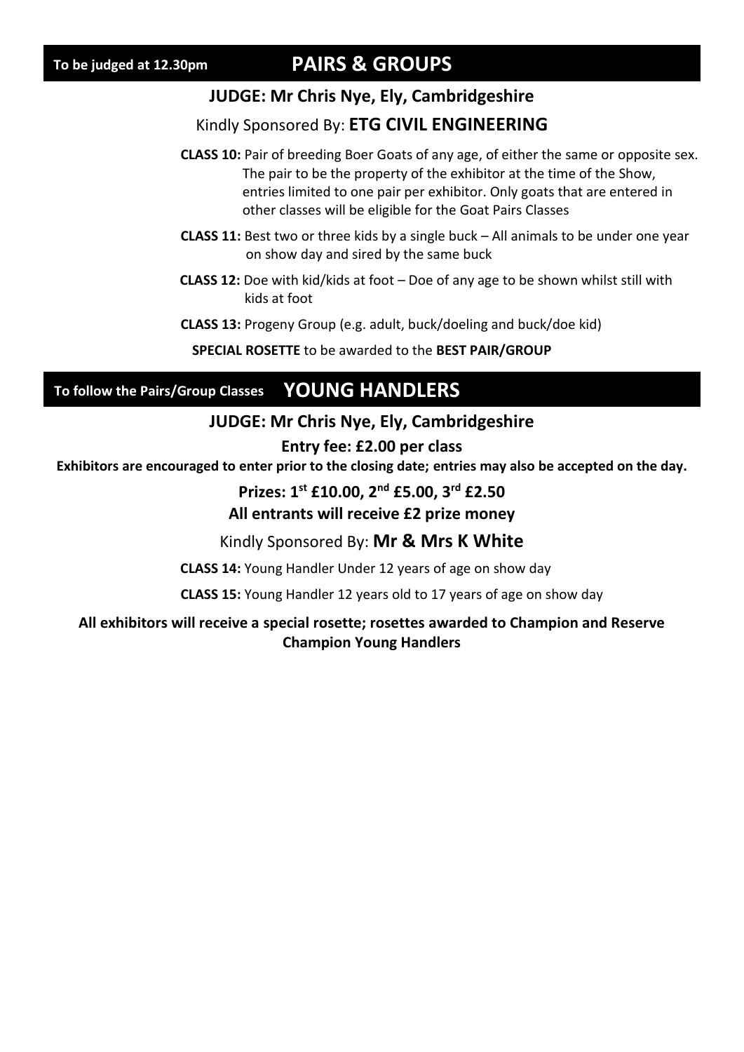## To be judged at 12.30pm — PAIRS & GROUPS

**JUDGE: Mr Chris Nye, Ely, Cambridgeshire**

Kindly Sponsored By: **ETG CIVIL ENGINEERING**

**CLASS 10:** Pair of breeding Boer Goats of any age, of either the same or opposite sex. The pair to be the property of the exhibitor at the time of the Show, entries limited to one pair per exhibitor. Only goats that are entered in other classes will be eligible for the Goat Pairs Classes

**CLASS 11:** Best two or three kids by a single buck – All animals to be under one year on show day and sired by the same buck

**CLASS 12:** Doe with kid/kids at foot – Doe of any age to be shown whilst still with kids at foot

**CLASS 13:** Progeny Group (e.g. adult, buck/doeling and buck/doe kid)

**SPECIAL ROSETTE** to be awarded to the **BEST PAIR/GROUP**

## To follow the Pairs/Group Classes — YOUNG HANDLERS

**JUDGE: Mr Chris Nye, Ely, Cambridgeshire**

**Entry fee: £2.00 per class**

**Exhibitors are encouraged to enter prior to the closing date; entries may also be accepted on the day.**

**Prizes: 1st £10.00, 2nd £5.00, 3rd £2.50**

**All entrants will receive £2 prize money**

Kindly Sponsored By: **Mr & Mrs K White**

**CLASS 14:** Young Handler Under 12 years of age on show day

**CLASS 15:** Young Handler 12 years old to 17 years of age on show day

**All exhibitors will receive a special rosette; rosettes awarded to Champion and Reserve Champion Young Handlers**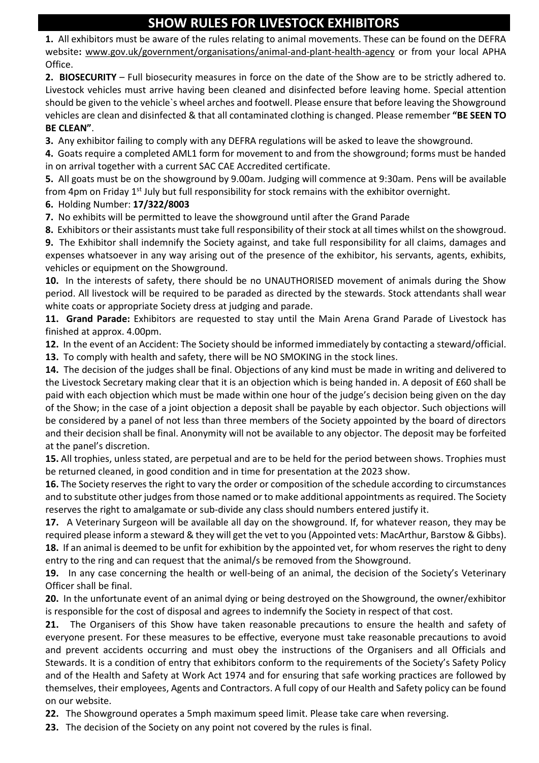# SHOW RULES FOR LIVESTOCK EXHIBITORS

**1.** All exhibitors must be aware of the rules relating to animal movements. These can be found on the DEFRA website**:** www.gov.uk/government/organisations/animal-and-plant-health-agency or from your local APHA Office.

**2. BIOSECURITY** – Full biosecurity measures in force on the date of the Show are to be strictly adhered to. Livestock vehicles must arrive having been cleaned and disinfected before leaving home. Special attention should be given to the vehicle`s wheel arches and footwell. Please ensure that before leaving the Showground vehicles are clean and disinfected & that all contaminated clothing is changed. Please remember **"BE SEEN TO BE CLEAN"**.

**3.** Any exhibitor failing to comply with any DEFRA regulations will be asked to leave the showground.

**4.** Goats require a completed AML1 form for movement to and from the showground; forms must be handed in on arrival together with a current SAC CAE Accredited certificate.

**5.** All goats must be on the showground by 9.00am. Judging will commence at 9:30am. Pens will be available from 4pm on Friday 1st July but full responsibility for stock remains with the exhibitor overnight.

**6.** Holding Number: **17/322/8003**

**7.** No exhibits will be permitted to leave the showground until after the Grand Parade

**8.** Exhibitors or their assistants must take full responsibility of their stock at all times whilst on the showgroud.

**9.** The Exhibitor shall indemnify the Society against, and take full responsibility for all claims, damages and expenses whatsoever in any way arising out of the presence of the exhibitor, his servants, agents, exhibits, vehicles or equipment on the Showground.

**10.** In the interests of safety, there should be no UNAUTHORISED movement of animals during the Show period. All livestock will be required to be paraded as directed by the stewards. Stock attendants shall wear white coats or appropriate Society dress at judging and parade.

**11. Grand Parade:** Exhibitors are requested to stay until the Main Arena Grand Parade of Livestock has finished at approx. 4.00pm.

**12.** In the event of an Accident: The Society should be informed immediately by contacting a steward/official.

**13.** To comply with health and safety, there will be NO SMOKING in the stock lines.

**14.** The decision of the judges shall be final. Objections of any kind must be made in writing and delivered to the Livestock Secretary making clear that it is an objection which is being handed in. A deposit of £60 shall be paid with each objection which must be made within one hour of the judge's decision being given on the day of the Show; in the case of a joint objection a deposit shall be payable by each objector. Such objections will be considered by a panel of not less than three members of the Society appointed by the board of directors and their decision shall be final. Anonymity will not be available to any objector. The deposit may be forfeited at the panel's discretion.

**15.** All trophies, unless stated, are perpetual and are to be held for the period between shows. Trophies must be returned cleaned, in good condition and in time for presentation at the 2023 show.

**16.** The Society reserves the right to vary the order or composition of the schedule according to circumstances and to substitute other judges from those named or to make additional appointments as required. The Society reserves the right to amalgamate or sub-divide any class should numbers entered justify it.

**17.** A Veterinary Surgeon will be available all day on the showground. If, for whatever reason, they may be required please inform a steward & they will get the vet to you (Appointed vets: MacArthur, Barstow & Gibbs).

**18.** If an animal is deemed to be unfit for exhibition by the appointed vet, for whom reserves the right to deny entry to the ring and can request that the animal/s be removed from the Showground.

**19.** In any case concerning the health or well-being of an animal, the decision of the Society's Veterinary Officer shall be final.

**20.** In the unfortunate event of an animal dying or being destroyed on the Showground, the owner/exhibitor is responsible for the cost of disposal and agrees to indemnify the Society in respect of that cost.

**21.** The Organisers of this Show have taken reasonable precautions to ensure the health and safety of everyone present. For these measures to be effective, everyone must take reasonable precautions to avoid and prevent accidents occurring and must obey the instructions of the Organisers and all Officials and Stewards. It is a condition of entry that exhibitors conform to the requirements of the Society's Safety Policy and of the Health and Safety at Work Act 1974 and for ensuring that safe working practices are followed by themselves, their employees, Agents and Contractors. A full copy of our Health and Safety policy can be found on our website.

**22.** The Showground operates a 5mph maximum speed limit. Please take care when reversing.

**23.** The decision of the Society on any point not covered by the rules is final.